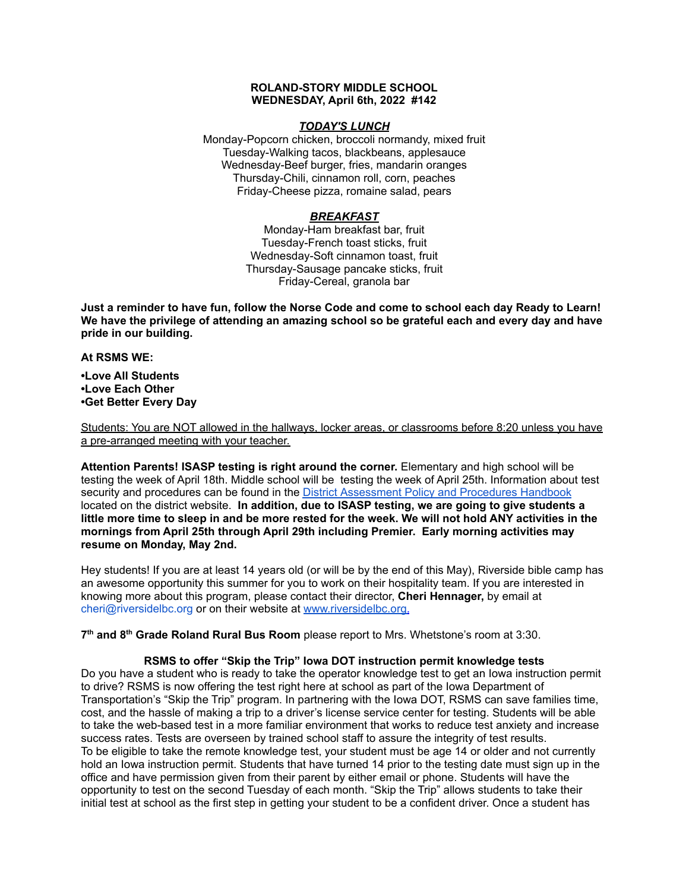**ROLAND-STORY MIDDLE SCHOOL**
**WEDNESDAY, April 6th, 2022 #142**

***TODAY'S LUNCH***

Monday-Popcorn chicken, broccoli normandy, mixed fruit
Tuesday-Walking tacos, blackbeans, applesauce
Wednesday-Beef burger, fries, mandarin oranges
Thursday-Chili, cinnamon roll, corn, peaches
Friday-Cheese pizza, romaine salad, pears

***BREAKFAST***

Monday-Ham breakfast bar, fruit
Tuesday-French toast sticks, fruit
Wednesday-Soft cinnamon toast, fruit
Thursday-Sausage pancake sticks, fruit
Friday-Cereal, granola bar

**Just a reminder to have fun, follow the Norse Code and come to school each day Ready to Learn! We have the privilege of attending an amazing school so be grateful each and every day and have pride in our building.**

**At RSMS WE:**

**•Love All Students**
**•Love Each Other**
**•Get Better Every Day**

Students: You are NOT allowed in the hallways, locker areas, or classrooms before 8:20 unless you have a pre-arranged meeting with your teacher.

**Attention Parents! ISASP testing is right around the corner.** Elementary and high school will be testing the week of April 18th. Middle school will be testing the week of April 25th. Information about test security and procedures can be found in the District Assessment Policy and Procedures Handbook located on the district website. **In addition, due to ISASP testing, we are going to give students a little more time to sleep in and be more rested for the week. We will not hold ANY activities in the mornings from April 25th through April 29th including Premier. Early morning activities may resume on Monday, May 2nd.**

Hey students! If you are at least 14 years old (or will be by the end of this May), Riverside bible camp has an awesome opportunity this summer for you to work on their hospitality team. If you are interested in knowing more about this program, please contact their director, **Cheri Hennager,** by email at cheri@riversidelbc.org or on their website at www.riversidelbc.org.

**7th and 8th Grade Roland Rural Bus Room** please report to Mrs. Whetstone's room at 3:30.

**RSMS to offer "Skip the Trip" Iowa DOT instruction permit knowledge tests**

Do you have a student who is ready to take the operator knowledge test to get an Iowa instruction permit to drive? RSMS is now offering the test right here at school as part of the Iowa Department of Transportation's "Skip the Trip" program. In partnering with the Iowa DOT, RSMS can save families time, cost, and the hassle of making a trip to a driver's license service center for testing. Students will be able to take the web-based test in a more familiar environment that works to reduce test anxiety and increase success rates. Tests are overseen by trained school staff to assure the integrity of test results.
To be eligible to take the remote knowledge test, your student must be age 14 or older and not currently hold an Iowa instruction permit. Students that have turned 14 prior to the testing date must sign up in the office and have permission given from their parent by either email or phone. Students will have the opportunity to test on the second Tuesday of each month. "Skip the Trip" allows students to take their initial test at school as the first step in getting your student to be a confident driver. Once a student has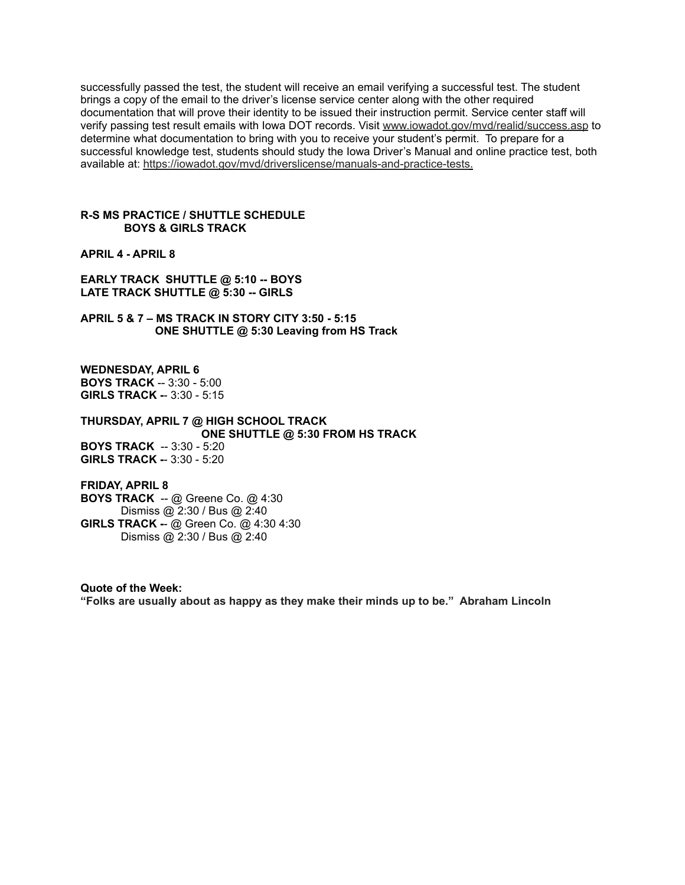successfully passed the test, the student will receive an email verifying a successful test. The student brings a copy of the email to the driver's license service center along with the other required documentation that will prove their identity to be issued their instruction permit. Service center staff will verify passing test result emails with Iowa DOT records. Visit www.iowadot.gov/mvd/realid/success.asp to determine what documentation to bring with you to receive your student's permit. To prepare for a successful knowledge test, students should study the Iowa Driver's Manual and online practice test, both available at: https://iowadot.gov/mvd/driverslicense/manuals-and-practice-tests.

**R-S MS PRACTICE / SHUTTLE SCHEDULE**
**BOYS & GIRLS TRACK**

**APRIL 4 - APRIL 8**

**EARLY TRACK SHUTTLE @ 5:10 -- BOYS**
**LATE TRACK SHUTTLE @ 5:30 -- GIRLS**

**APRIL 5 & 7 – MS TRACK IN STORY CITY 3:50 - 5:15**
**ONE SHUTTLE @ 5:30 Leaving from HS Track**

**WEDNESDAY, APRIL 6**
**BOYS TRACK** -- 3:30 - 5:00
**GIRLS TRACK --** 3:30 - 5:15

**THURSDAY, APRIL 7 @ HIGH SCHOOL TRACK**
**ONE SHUTTLE @ 5:30 FROM HS TRACK**
**BOYS TRACK** -- 3:30 - 5:20
**GIRLS TRACK --** 3:30 - 5:20

**FRIDAY, APRIL 8**
**BOYS TRACK** -- @ Greene Co. @ 4:30
Dismiss @ 2:30 / Bus @ 2:40
**GIRLS TRACK --** @ Green Co. @ 4:30 4:30
Dismiss @ 2:30 / Bus @ 2:40

**Quote of the Week:**
**"Folks are usually about as happy as they make their minds up to be." Abraham Lincoln**